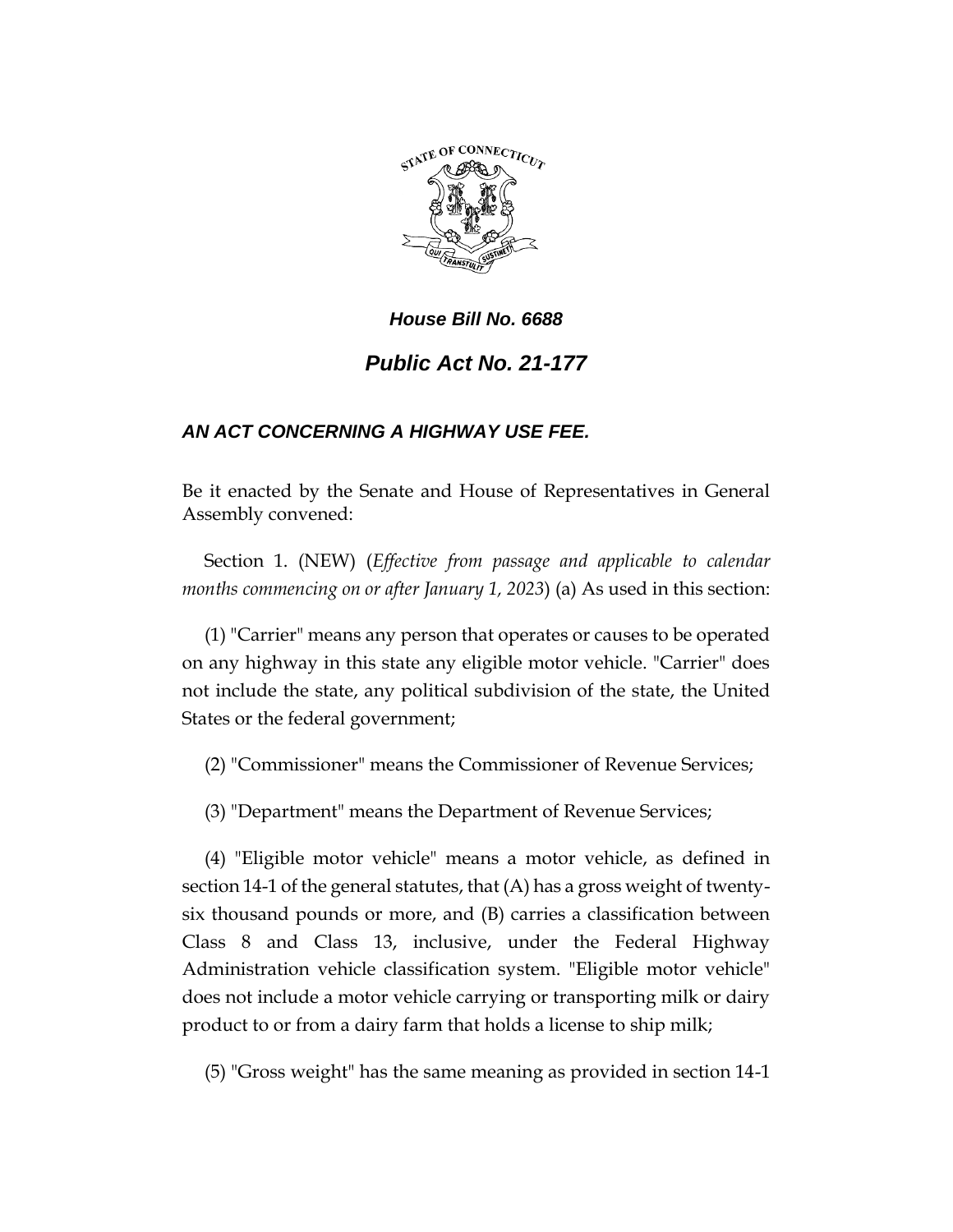***House Bill No. 6688***

## *Public Act No. 21-177*

### *AN ACT CONCERNING A HIGHWAY USE FEE.*

Be it enacted by the Senate and House of Representatives in General Assembly convened:

Section 1. (NEW) (*Effective from passage and applicable to calendar months commencing on or after January 1, 2023*) (a) As used in this section:

(1) "Carrier" means any person that operates or causes to be operated on any highway in this state any eligible motor vehicle. "Carrier" does not include the state, any political subdivision of the state, the United States or the federal government;

(2) "Commissioner" means the Commissioner of Revenue Services;

(3) "Department" means the Department of Revenue Services;

(4) "Eligible motor vehicle" means a motor vehicle, as defined in section 14-1 of the general statutes, that (A) has a gross weight of twenty-six thousand pounds or more, and (B) carries a classification between Class 8 and Class 13, inclusive, under the Federal Highway Administration vehicle classification system. "Eligible motor vehicle" does not include a motor vehicle carrying or transporting milk or dairy product to or from a dairy farm that holds a license to ship milk;

(5) "Gross weight" has the same meaning as provided in section 14-1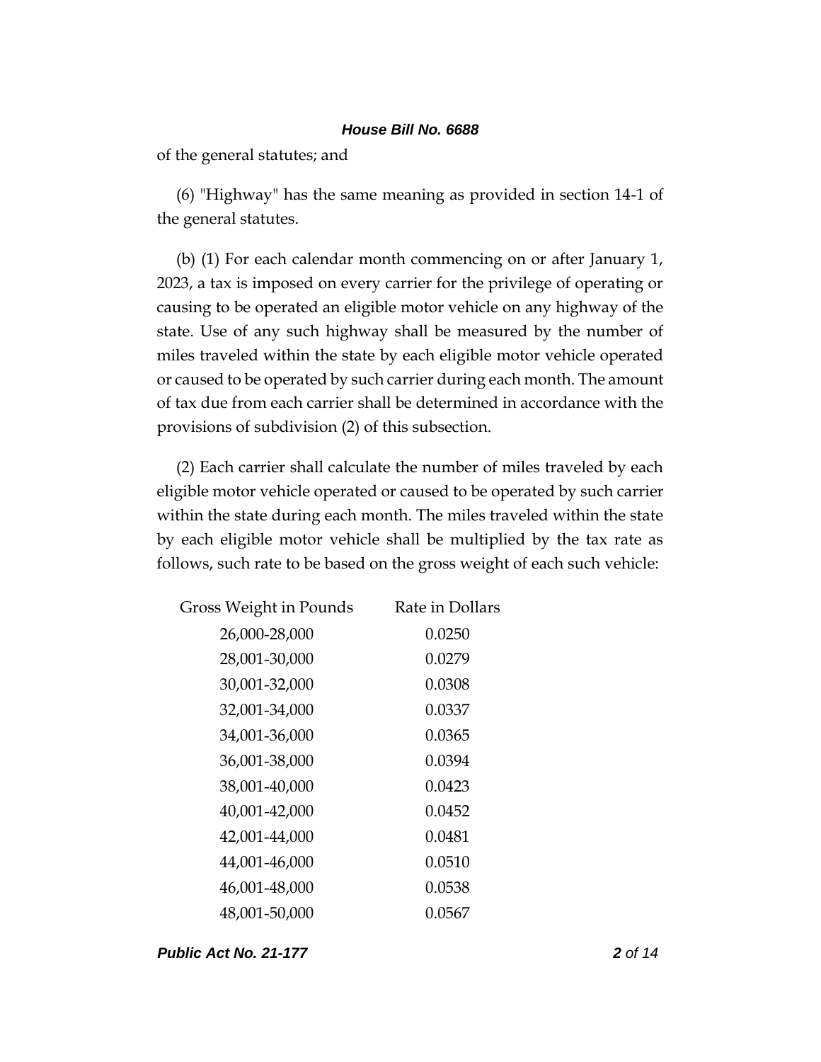of the general statutes; and

(6) "Highway" has the same meaning as provided in section 14-1 of the general statutes.

(b) (1) For each calendar month commencing on or after January 1, 2023, a tax is imposed on every carrier for the privilege of operating or causing to be operated an eligible motor vehicle on any highway of the state. Use of any such highway shall be measured by the number of miles traveled within the state by each eligible motor vehicle operated or caused to be operated by such carrier during each month. The amount of tax due from each carrier shall be determined in accordance with the provisions of subdivision (2) of this subsection.

(2) Each carrier shall calculate the number of miles traveled by each eligible motor vehicle operated or caused to be operated by such carrier within the state during each month. The miles traveled within the state by each eligible motor vehicle shall be multiplied by the tax rate as follows, such rate to be based on the gross weight of each such vehicle:

| Gross Weight in Pounds | Rate in Dollars |
| --- | --- |
| 26,000-28,000 | 0.0250 |
| 28,001-30,000 | 0.0279 |
| 30,001-32,000 | 0.0308 |
| 32,001-34,000 | 0.0337 |
| 34,001-36,000 | 0.0365 |
| 36,001-38,000 | 0.0394 |
| 38,001-40,000 | 0.0423 |
| 40,001-42,000 | 0.0452 |
| 42,001-44,000 | 0.0481 |
| 44,001-46,000 | 0.0510 |
| 46,001-48,000 | 0.0538 |
| 48,001-50,000 | 0.0567 |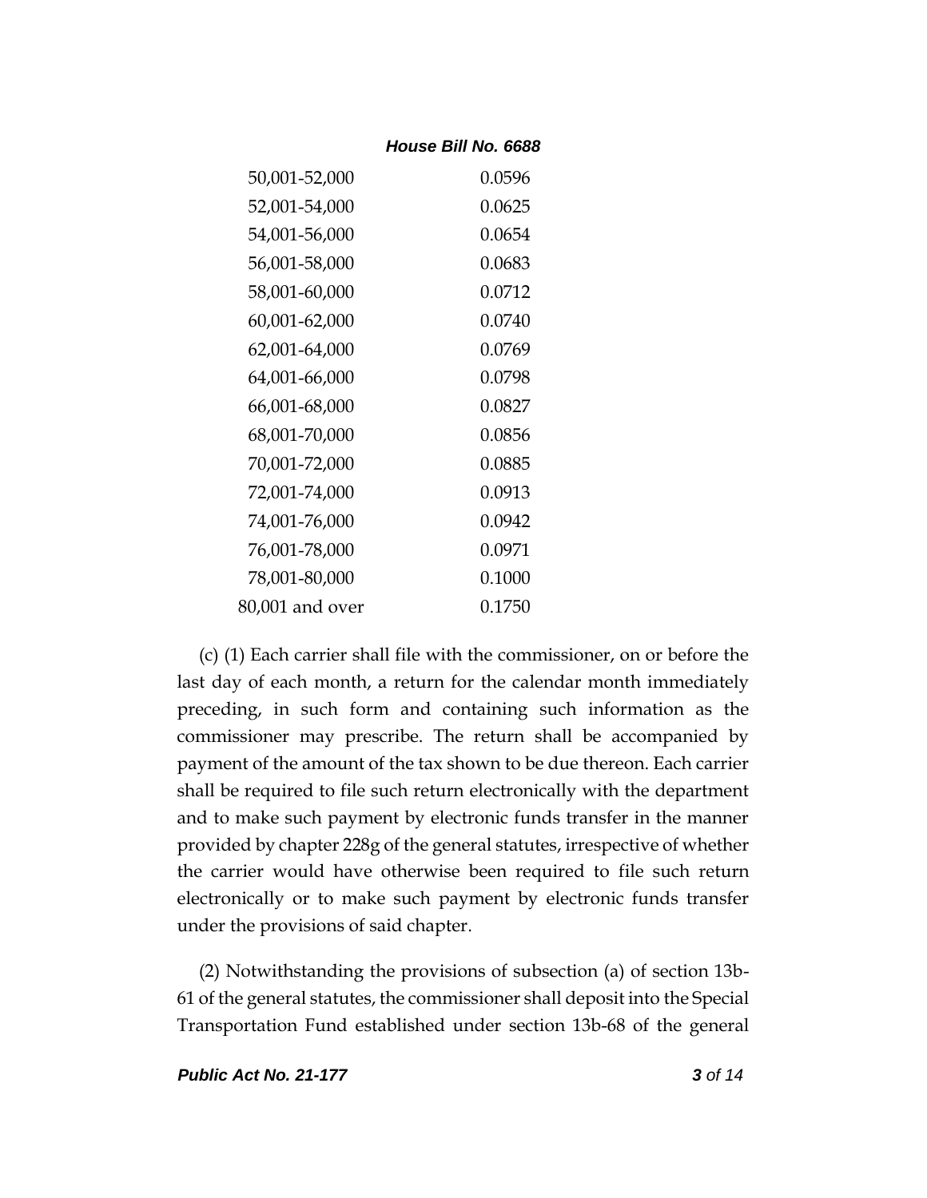| | |
|---|---|
| 50,001-52,000 | 0.0596 |
| 52,001-54,000 | 0.0625 |
| 54,001-56,000 | 0.0654 |
| 56,001-58,000 | 0.0683 |
| 58,001-60,000 | 0.0712 |
| 60,001-62,000 | 0.0740 |
| 62,001-64,000 | 0.0769 |
| 64,001-66,000 | 0.0798 |
| 66,001-68,000 | 0.0827 |
| 68,001-70,000 | 0.0856 |
| 70,001-72,000 | 0.0885 |
| 72,001-74,000 | 0.0913 |
| 74,001-76,000 | 0.0942 |
| 76,001-78,000 | 0.0971 |
| 78,001-80,000 | 0.1000 |
| 80,001 and over | 0.1750 |

(c) (1) Each carrier shall file with the commissioner, on or before the last day of each month, a return for the calendar month immediately preceding, in such form and containing such information as the commissioner may prescribe. The return shall be accompanied by payment of the amount of the tax shown to be due thereon. Each carrier shall be required to file such return electronically with the department and to make such payment by electronic funds transfer in the manner provided by chapter 228g of the general statutes, irrespective of whether the carrier would have otherwise been required to file such return electronically or to make such payment by electronic funds transfer under the provisions of said chapter.

(2) Notwithstanding the provisions of subsection (a) of section 13b-61 of the general statutes, the commissioner shall deposit into the Special Transportation Fund established under section 13b-68 of the general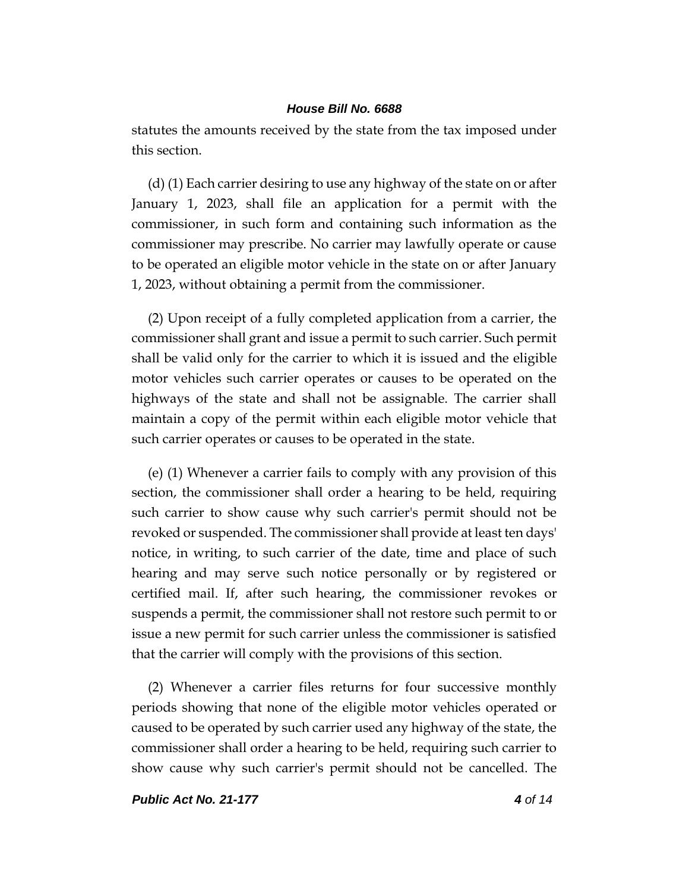statutes the amounts received by the state from the tax imposed under this section.

(d) (1) Each carrier desiring to use any highway of the state on or after January 1, 2023, shall file an application for a permit with the commissioner, in such form and containing such information as the commissioner may prescribe. No carrier may lawfully operate or cause to be operated an eligible motor vehicle in the state on or after January 1, 2023, without obtaining a permit from the commissioner.

(2) Upon receipt of a fully completed application from a carrier, the commissioner shall grant and issue a permit to such carrier. Such permit shall be valid only for the carrier to which it is issued and the eligible motor vehicles such carrier operates or causes to be operated on the highways of the state and shall not be assignable. The carrier shall maintain a copy of the permit within each eligible motor vehicle that such carrier operates or causes to be operated in the state.

(e) (1) Whenever a carrier fails to comply with any provision of this section, the commissioner shall order a hearing to be held, requiring such carrier to show cause why such carrier's permit should not be revoked or suspended. The commissioner shall provide at least ten days' notice, in writing, to such carrier of the date, time and place of such hearing and may serve such notice personally or by registered or certified mail. If, after such hearing, the commissioner revokes or suspends a permit, the commissioner shall not restore such permit to or issue a new permit for such carrier unless the commissioner is satisfied that the carrier will comply with the provisions of this section.

(2) Whenever a carrier files returns for four successive monthly periods showing that none of the eligible motor vehicles operated or caused to be operated by such carrier used any highway of the state, the commissioner shall order a hearing to be held, requiring such carrier to show cause why such carrier's permit should not be cancelled. The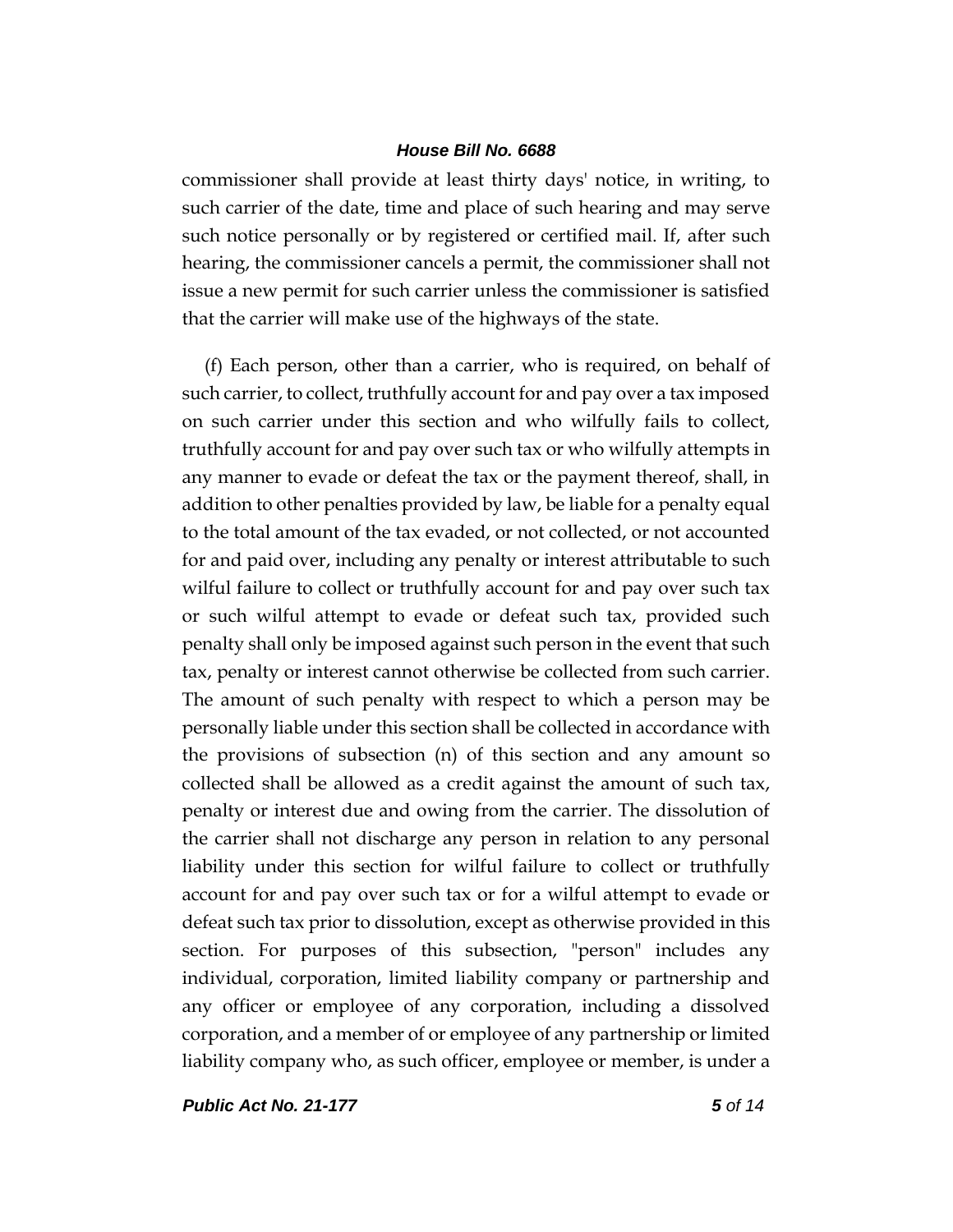commissioner shall provide at least thirty days' notice, in writing, to such carrier of the date, time and place of such hearing and may serve such notice personally or by registered or certified mail. If, after such hearing, the commissioner cancels a permit, the commissioner shall not issue a new permit for such carrier unless the commissioner is satisfied that the carrier will make use of the highways of the state.

(f) Each person, other than a carrier, who is required, on behalf of such carrier, to collect, truthfully account for and pay over a tax imposed on such carrier under this section and who wilfully fails to collect, truthfully account for and pay over such tax or who wilfully attempts in any manner to evade or defeat the tax or the payment thereof, shall, in addition to other penalties provided by law, be liable for a penalty equal to the total amount of the tax evaded, or not collected, or not accounted for and paid over, including any penalty or interest attributable to such wilful failure to collect or truthfully account for and pay over such tax or such wilful attempt to evade or defeat such tax, provided such penalty shall only be imposed against such person in the event that such tax, penalty or interest cannot otherwise be collected from such carrier. The amount of such penalty with respect to which a person may be personally liable under this section shall be collected in accordance with the provisions of subsection (n) of this section and any amount so collected shall be allowed as a credit against the amount of such tax, penalty or interest due and owing from the carrier. The dissolution of the carrier shall not discharge any person in relation to any personal liability under this section for wilful failure to collect or truthfully account for and pay over such tax or for a wilful attempt to evade or defeat such tax prior to dissolution, except as otherwise provided in this section. For purposes of this subsection, "person" includes any individual, corporation, limited liability company or partnership and any officer or employee of any corporation, including a dissolved corporation, and a member of or employee of any partnership or limited liability company who, as such officer, employee or member, is under a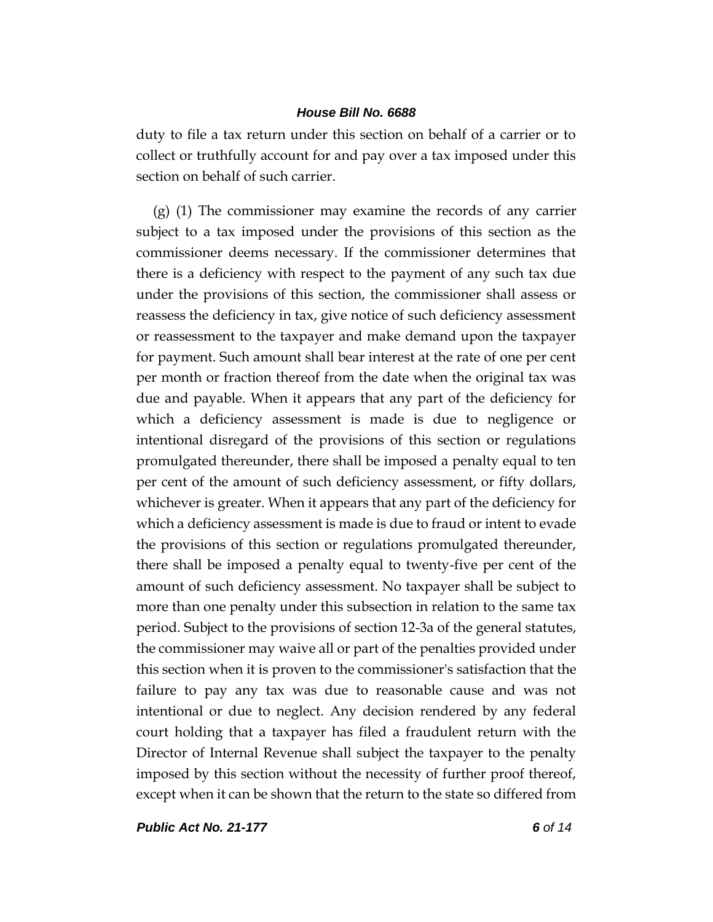duty to file a tax return under this section on behalf of a carrier or to collect or truthfully account for and pay over a tax imposed under this section on behalf of such carrier.

(g) (1) The commissioner may examine the records of any carrier subject to a tax imposed under the provisions of this section as the commissioner deems necessary. If the commissioner determines that there is a deficiency with respect to the payment of any such tax due under the provisions of this section, the commissioner shall assess or reassess the deficiency in tax, give notice of such deficiency assessment or reassessment to the taxpayer and make demand upon the taxpayer for payment. Such amount shall bear interest at the rate of one per cent per month or fraction thereof from the date when the original tax was due and payable. When it appears that any part of the deficiency for which a deficiency assessment is made is due to negligence or intentional disregard of the provisions of this section or regulations promulgated thereunder, there shall be imposed a penalty equal to ten per cent of the amount of such deficiency assessment, or fifty dollars, whichever is greater. When it appears that any part of the deficiency for which a deficiency assessment is made is due to fraud or intent to evade the provisions of this section or regulations promulgated thereunder, there shall be imposed a penalty equal to twenty-five per cent of the amount of such deficiency assessment. No taxpayer shall be subject to more than one penalty under this subsection in relation to the same tax period. Subject to the provisions of section 12-3a of the general statutes, the commissioner may waive all or part of the penalties provided under this section when it is proven to the commissioner's satisfaction that the failure to pay any tax was due to reasonable cause and was not intentional or due to neglect. Any decision rendered by any federal court holding that a taxpayer has filed a fraudulent return with the Director of Internal Revenue shall subject the taxpayer to the penalty imposed by this section without the necessity of further proof thereof, except when it can be shown that the return to the state so differed from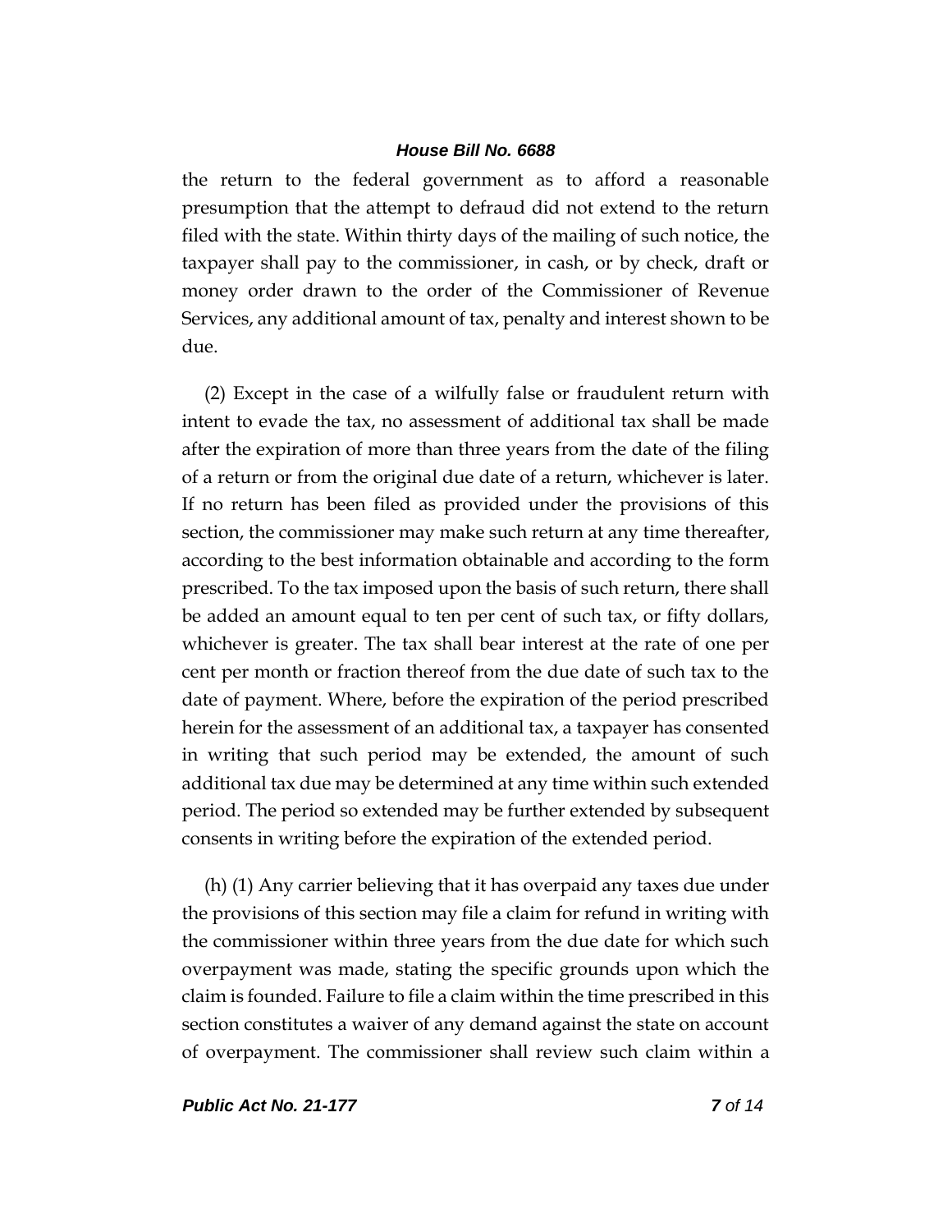the return to the federal government as to afford a reasonable presumption that the attempt to defraud did not extend to the return filed with the state. Within thirty days of the mailing of such notice, the taxpayer shall pay to the commissioner, in cash, or by check, draft or money order drawn to the order of the Commissioner of Revenue Services, any additional amount of tax, penalty and interest shown to be due.

(2) Except in the case of a wilfully false or fraudulent return with intent to evade the tax, no assessment of additional tax shall be made after the expiration of more than three years from the date of the filing of a return or from the original due date of a return, whichever is later. If no return has been filed as provided under the provisions of this section, the commissioner may make such return at any time thereafter, according to the best information obtainable and according to the form prescribed. To the tax imposed upon the basis of such return, there shall be added an amount equal to ten per cent of such tax, or fifty dollars, whichever is greater. The tax shall bear interest at the rate of one per cent per month or fraction thereof from the due date of such tax to the date of payment. Where, before the expiration of the period prescribed herein for the assessment of an additional tax, a taxpayer has consented in writing that such period may be extended, the amount of such additional tax due may be determined at any time within such extended period. The period so extended may be further extended by subsequent consents in writing before the expiration of the extended period.

(h) (1) Any carrier believing that it has overpaid any taxes due under the provisions of this section may file a claim for refund in writing with the commissioner within three years from the due date for which such overpayment was made, stating the specific grounds upon which the claim is founded. Failure to file a claim within the time prescribed in this section constitutes a waiver of any demand against the state on account of overpayment. The commissioner shall review such claim within a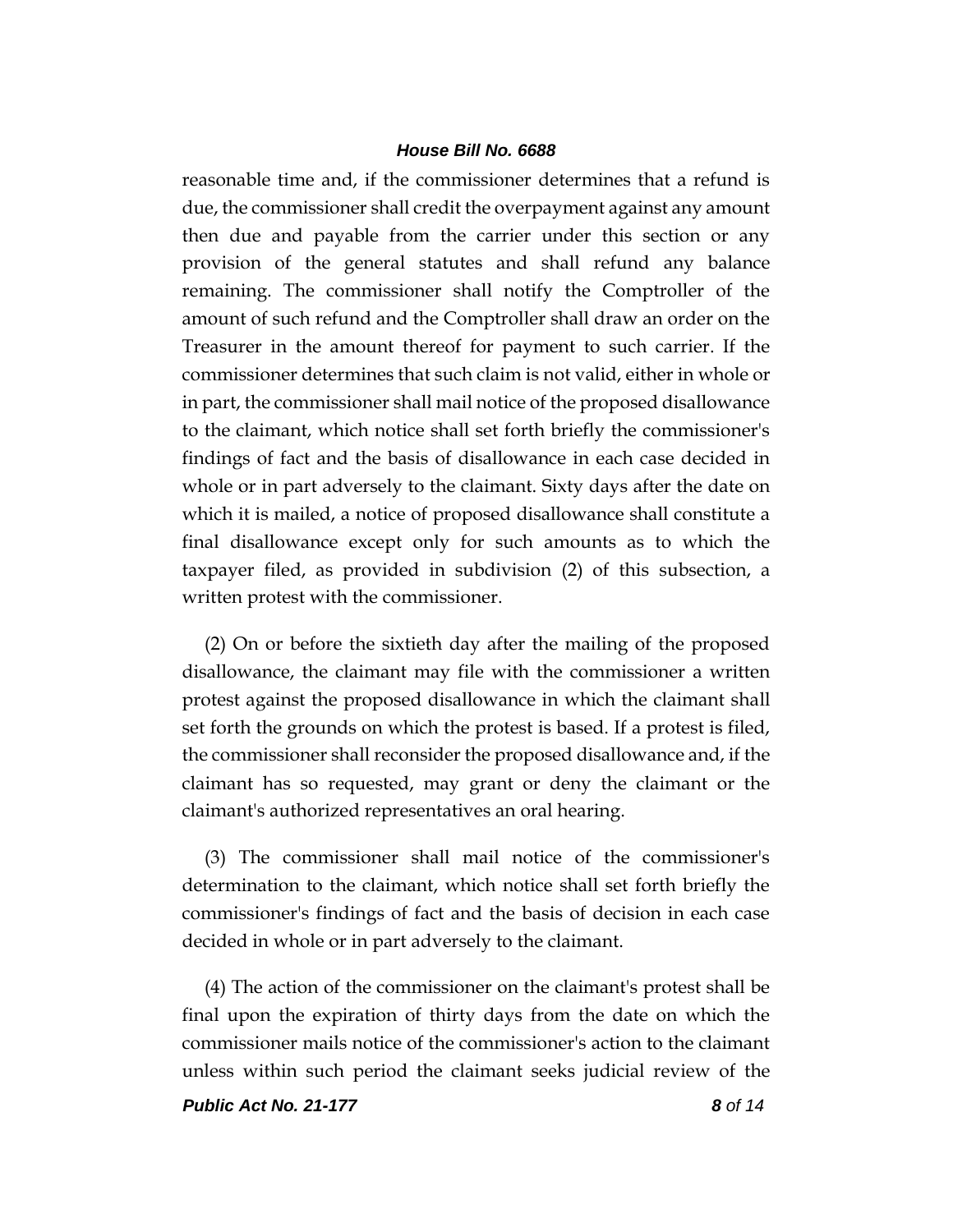reasonable time and, if the commissioner determines that a refund is due, the commissioner shall credit the overpayment against any amount then due and payable from the carrier under this section or any provision of the general statutes and shall refund any balance remaining. The commissioner shall notify the Comptroller of the amount of such refund and the Comptroller shall draw an order on the Treasurer in the amount thereof for payment to such carrier. If the commissioner determines that such claim is not valid, either in whole or in part, the commissioner shall mail notice of the proposed disallowance to the claimant, which notice shall set forth briefly the commissioner's findings of fact and the basis of disallowance in each case decided in whole or in part adversely to the claimant. Sixty days after the date on which it is mailed, a notice of proposed disallowance shall constitute a final disallowance except only for such amounts as to which the taxpayer filed, as provided in subdivision (2) of this subsection, a written protest with the commissioner.

(2) On or before the sixtieth day after the mailing of the proposed disallowance, the claimant may file with the commissioner a written protest against the proposed disallowance in which the claimant shall set forth the grounds on which the protest is based. If a protest is filed, the commissioner shall reconsider the proposed disallowance and, if the claimant has so requested, may grant or deny the claimant or the claimant's authorized representatives an oral hearing.

(3) The commissioner shall mail notice of the commissioner's determination to the claimant, which notice shall set forth briefly the commissioner's findings of fact and the basis of decision in each case decided in whole or in part adversely to the claimant.

(4) The action of the commissioner on the claimant's protest shall be final upon the expiration of thirty days from the date on which the commissioner mails notice of the commissioner's action to the claimant unless within such period the claimant seeks judicial review of the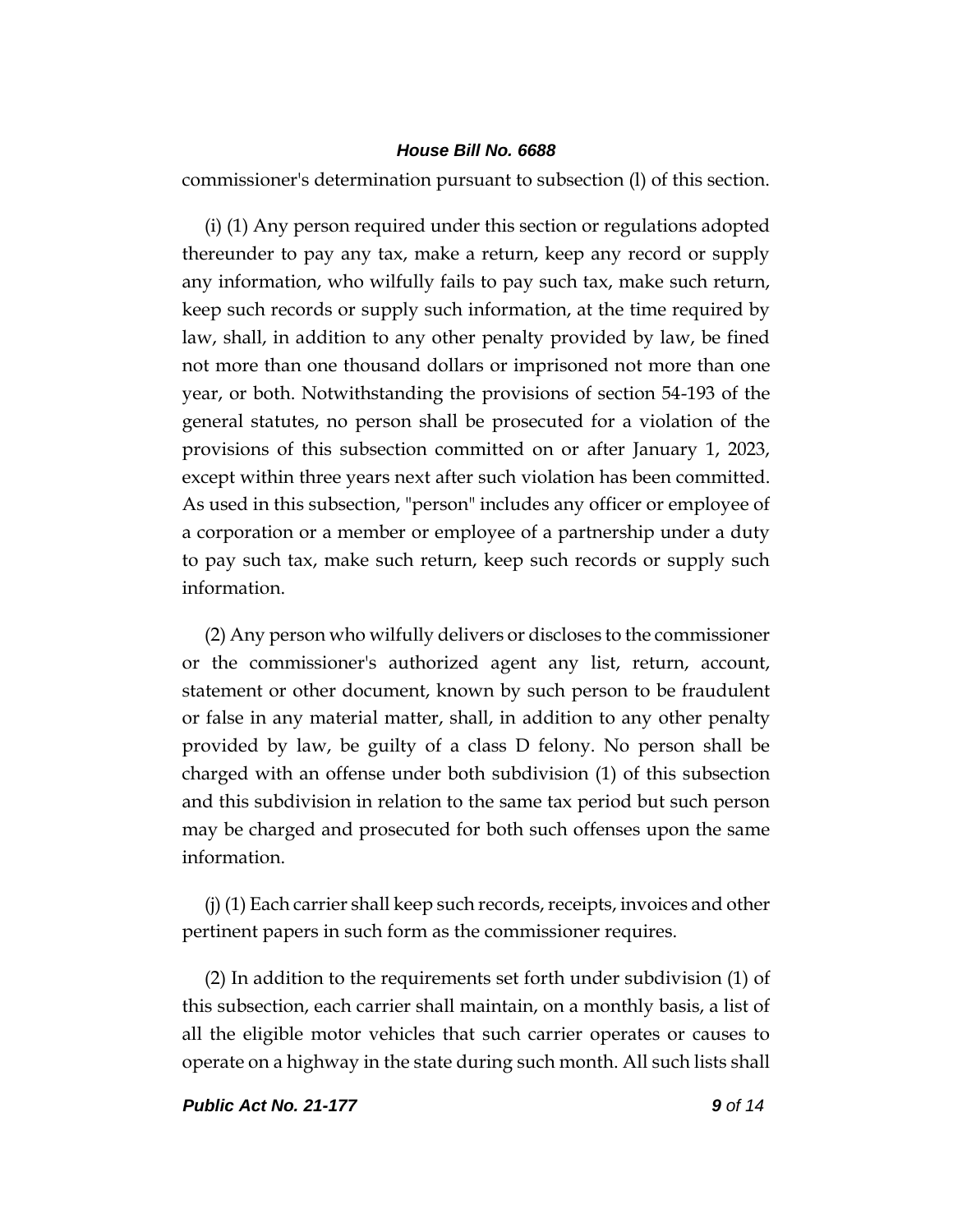commissioner's determination pursuant to subsection (l) of this section.

(i) (1) Any person required under this section or regulations adopted thereunder to pay any tax, make a return, keep any record or supply any information, who wilfully fails to pay such tax, make such return, keep such records or supply such information, at the time required by law, shall, in addition to any other penalty provided by law, be fined not more than one thousand dollars or imprisoned not more than one year, or both. Notwithstanding the provisions of section 54-193 of the general statutes, no person shall be prosecuted for a violation of the provisions of this subsection committed on or after January 1, 2023, except within three years next after such violation has been committed. As used in this subsection, "person" includes any officer or employee of a corporation or a member or employee of a partnership under a duty to pay such tax, make such return, keep such records or supply such information.

(2) Any person who wilfully delivers or discloses to the commissioner or the commissioner's authorized agent any list, return, account, statement or other document, known by such person to be fraudulent or false in any material matter, shall, in addition to any other penalty provided by law, be guilty of a class D felony. No person shall be charged with an offense under both subdivision (1) of this subsection and this subdivision in relation to the same tax period but such person may be charged and prosecuted for both such offenses upon the same information.

(j) (1) Each carrier shall keep such records, receipts, invoices and other pertinent papers in such form as the commissioner requires.

(2) In addition to the requirements set forth under subdivision (1) of this subsection, each carrier shall maintain, on a monthly basis, a list of all the eligible motor vehicles that such carrier operates or causes to operate on a highway in the state during such month. All such lists shall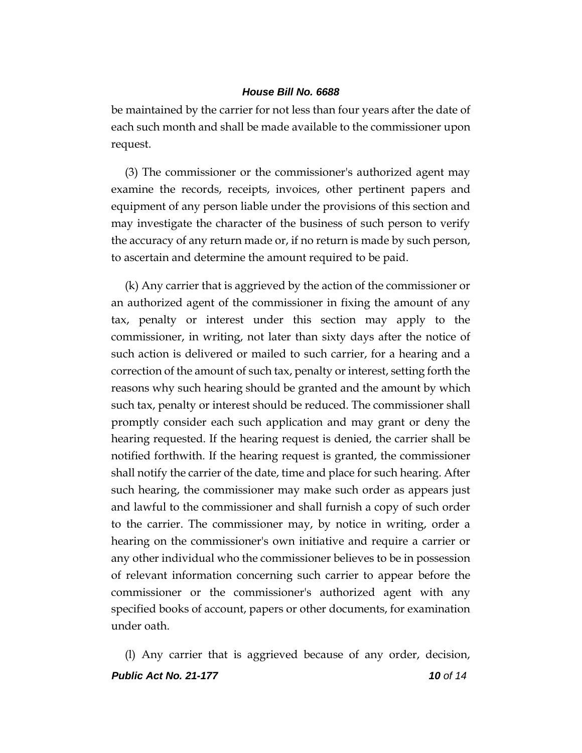be maintained by the carrier for not less than four years after the date of each such month and shall be made available to the commissioner upon request.

(3) The commissioner or the commissioner's authorized agent may examine the records, receipts, invoices, other pertinent papers and equipment of any person liable under the provisions of this section and may investigate the character of the business of such person to verify the accuracy of any return made or, if no return is made by such person, to ascertain and determine the amount required to be paid.

(k) Any carrier that is aggrieved by the action of the commissioner or an authorized agent of the commissioner in fixing the amount of any tax, penalty or interest under this section may apply to the commissioner, in writing, not later than sixty days after the notice of such action is delivered or mailed to such carrier, for a hearing and a correction of the amount of such tax, penalty or interest, setting forth the reasons why such hearing should be granted and the amount by which such tax, penalty or interest should be reduced. The commissioner shall promptly consider each such application and may grant or deny the hearing requested. If the hearing request is denied, the carrier shall be notified forthwith. If the hearing request is granted, the commissioner shall notify the carrier of the date, time and place for such hearing. After such hearing, the commissioner may make such order as appears just and lawful to the commissioner and shall furnish a copy of such order to the carrier. The commissioner may, by notice in writing, order a hearing on the commissioner's own initiative and require a carrier or any other individual who the commissioner believes to be in possession of relevant information concerning such carrier to appear before the commissioner or the commissioner's authorized agent with any specified books of account, papers or other documents, for examination under oath.

(l) Any carrier that is aggrieved because of any order, decision,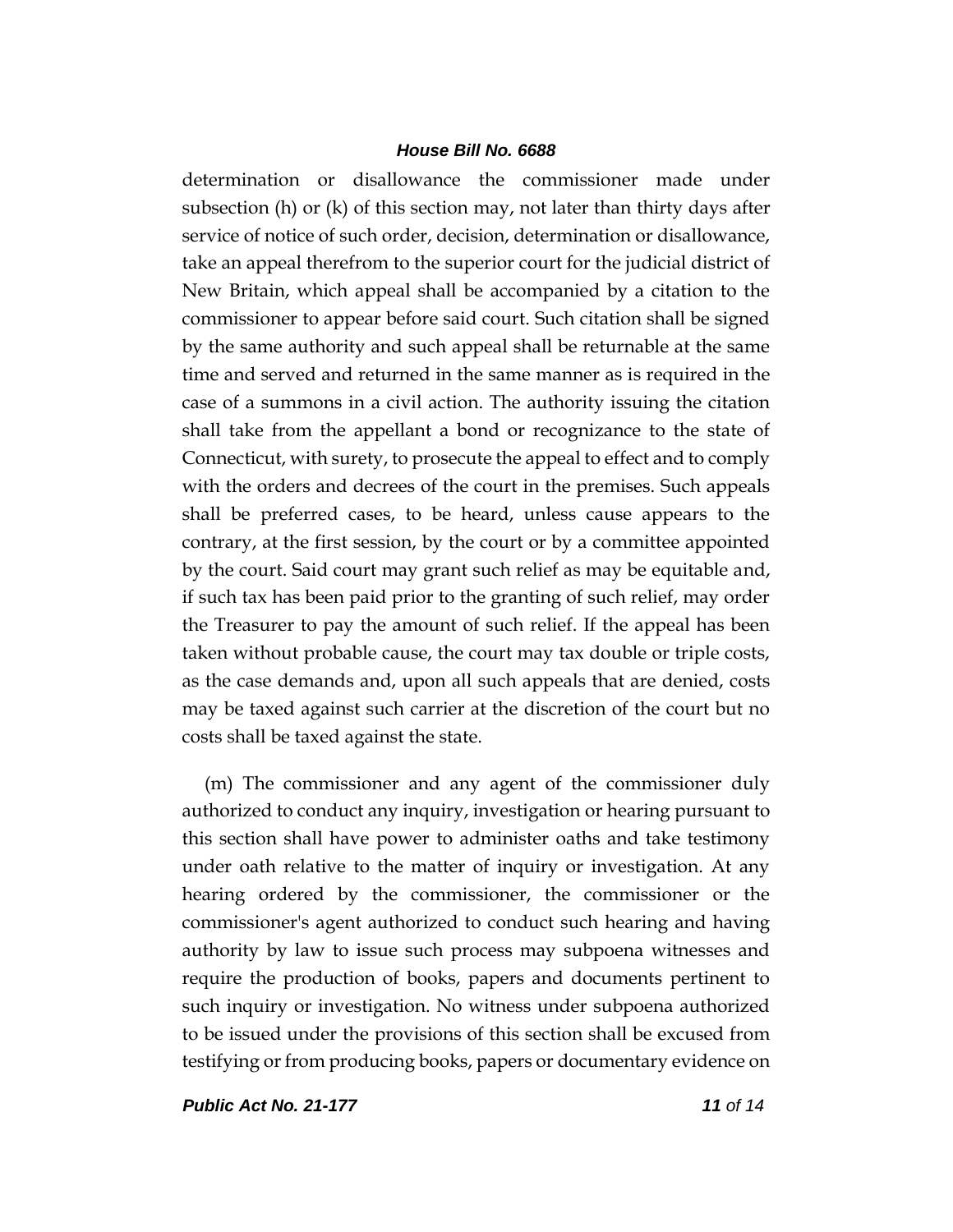determination or disallowance the commissioner made under subsection (h) or (k) of this section may, not later than thirty days after service of notice of such order, decision, determination or disallowance, take an appeal therefrom to the superior court for the judicial district of New Britain, which appeal shall be accompanied by a citation to the commissioner to appear before said court. Such citation shall be signed by the same authority and such appeal shall be returnable at the same time and served and returned in the same manner as is required in the case of a summons in a civil action. The authority issuing the citation shall take from the appellant a bond or recognizance to the state of Connecticut, with surety, to prosecute the appeal to effect and to comply with the orders and decrees of the court in the premises. Such appeals shall be preferred cases, to be heard, unless cause appears to the contrary, at the first session, by the court or by a committee appointed by the court. Said court may grant such relief as may be equitable and, if such tax has been paid prior to the granting of such relief, may order the Treasurer to pay the amount of such relief. If the appeal has been taken without probable cause, the court may tax double or triple costs, as the case demands and, upon all such appeals that are denied, costs may be taxed against such carrier at the discretion of the court but no costs shall be taxed against the state.

(m) The commissioner and any agent of the commissioner duly authorized to conduct any inquiry, investigation or hearing pursuant to this section shall have power to administer oaths and take testimony under oath relative to the matter of inquiry or investigation. At any hearing ordered by the commissioner, the commissioner or the commissioner's agent authorized to conduct such hearing and having authority by law to issue such process may subpoena witnesses and require the production of books, papers and documents pertinent to such inquiry or investigation. No witness under subpoena authorized to be issued under the provisions of this section shall be excused from testifying or from producing books, papers or documentary evidence on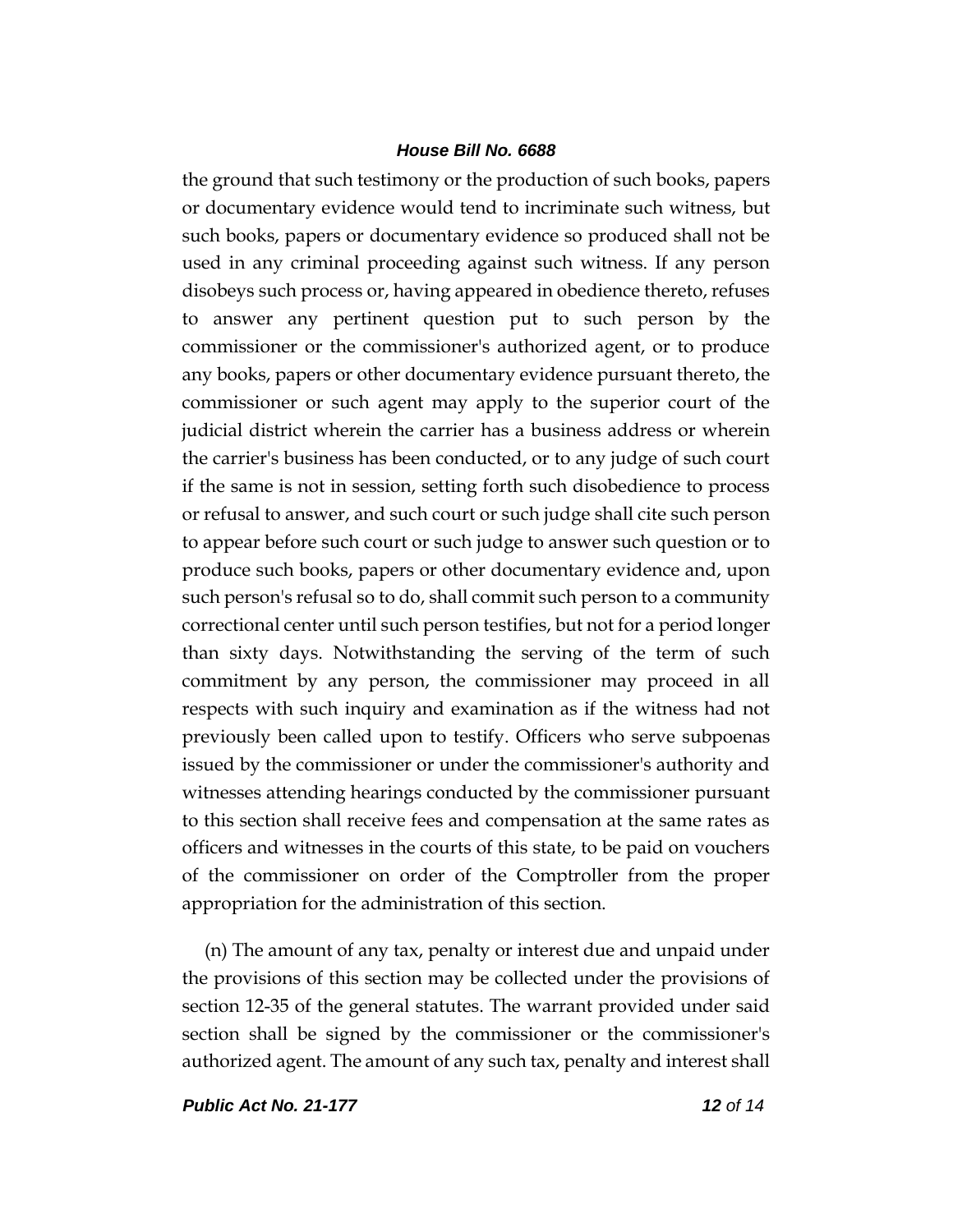the ground that such testimony or the production of such books, papers or documentary evidence would tend to incriminate such witness, but such books, papers or documentary evidence so produced shall not be used in any criminal proceeding against such witness. If any person disobeys such process or, having appeared in obedience thereto, refuses to answer any pertinent question put to such person by the commissioner or the commissioner's authorized agent, or to produce any books, papers or other documentary evidence pursuant thereto, the commissioner or such agent may apply to the superior court of the judicial district wherein the carrier has a business address or wherein the carrier's business has been conducted, or to any judge of such court if the same is not in session, setting forth such disobedience to process or refusal to answer, and such court or such judge shall cite such person to appear before such court or such judge to answer such question or to produce such books, papers or other documentary evidence and, upon such person's refusal so to do, shall commit such person to a community correctional center until such person testifies, but not for a period longer than sixty days. Notwithstanding the serving of the term of such commitment by any person, the commissioner may proceed in all respects with such inquiry and examination as if the witness had not previously been called upon to testify. Officers who serve subpoenas issued by the commissioner or under the commissioner's authority and witnesses attending hearings conducted by the commissioner pursuant to this section shall receive fees and compensation at the same rates as officers and witnesses in the courts of this state, to be paid on vouchers of the commissioner on order of the Comptroller from the proper appropriation for the administration of this section.

(n) The amount of any tax, penalty or interest due and unpaid under the provisions of this section may be collected under the provisions of section 12-35 of the general statutes. The warrant provided under said section shall be signed by the commissioner or the commissioner's authorized agent. The amount of any such tax, penalty and interest shall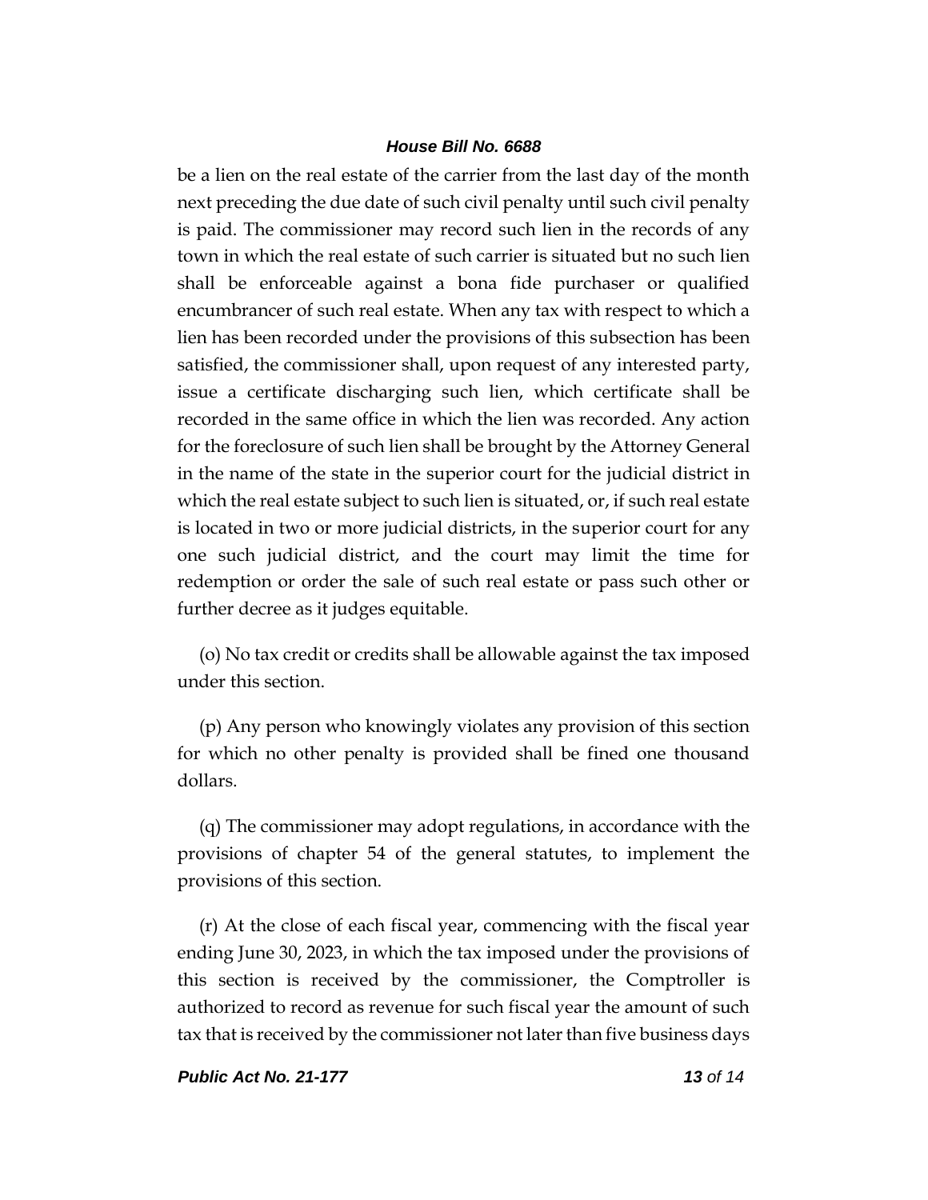be a lien on the real estate of the carrier from the last day of the month next preceding the due date of such civil penalty until such civil penalty is paid. The commissioner may record such lien in the records of any town in which the real estate of such carrier is situated but no such lien shall be enforceable against a bona fide purchaser or qualified encumbrancer of such real estate. When any tax with respect to which a lien has been recorded under the provisions of this subsection has been satisfied, the commissioner shall, upon request of any interested party, issue a certificate discharging such lien, which certificate shall be recorded in the same office in which the lien was recorded. Any action for the foreclosure of such lien shall be brought by the Attorney General in the name of the state in the superior court for the judicial district in which the real estate subject to such lien is situated, or, if such real estate is located in two or more judicial districts, in the superior court for any one such judicial district, and the court may limit the time for redemption or order the sale of such real estate or pass such other or further decree as it judges equitable.

(o) No tax credit or credits shall be allowable against the tax imposed under this section.

(p) Any person who knowingly violates any provision of this section for which no other penalty is provided shall be fined one thousand dollars.

(q) The commissioner may adopt regulations, in accordance with the provisions of chapter 54 of the general statutes, to implement the provisions of this section.

(r) At the close of each fiscal year, commencing with the fiscal year ending June 30, 2023, in which the tax imposed under the provisions of this section is received by the commissioner, the Comptroller is authorized to record as revenue for such fiscal year the amount of such tax that is received by the commissioner not later than five business days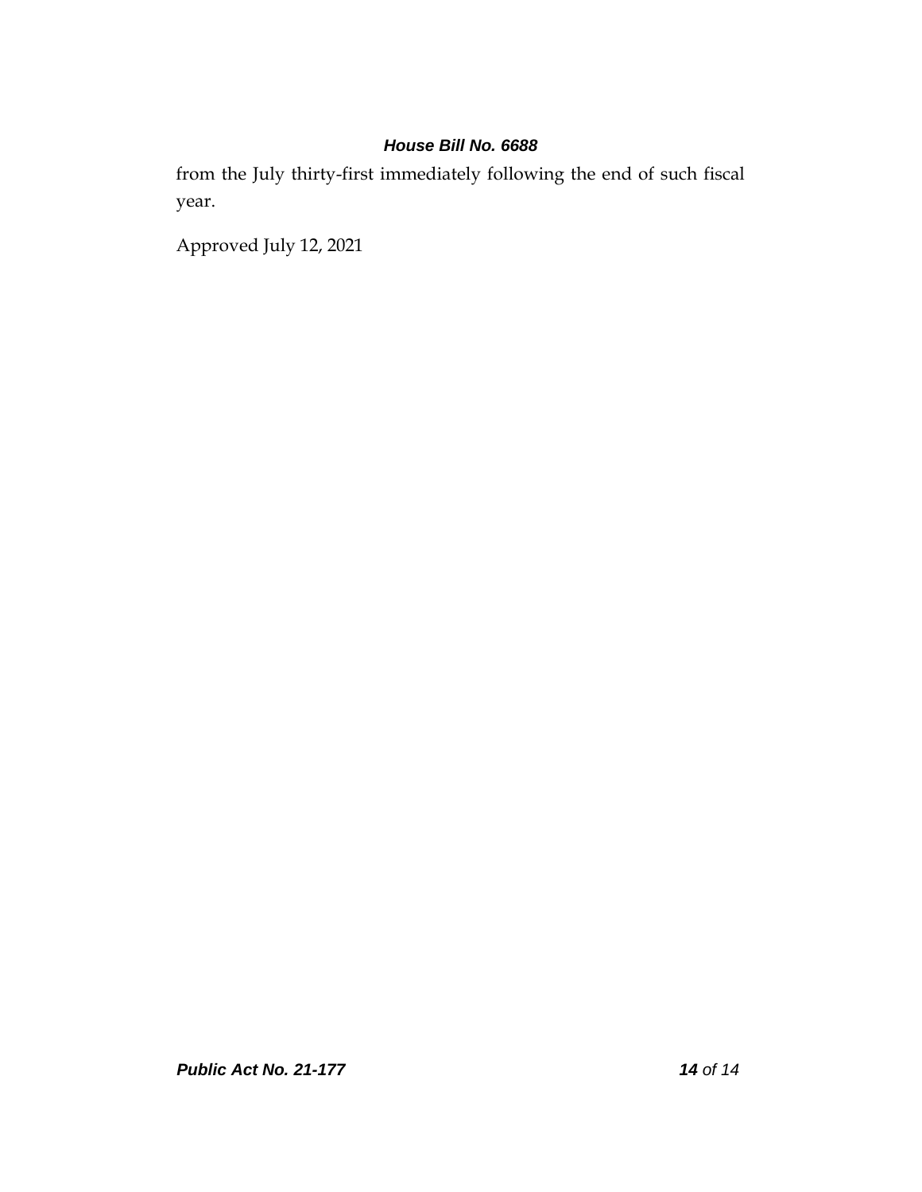from the July thirty-first immediately following the end of such fiscal year.

Approved July 12, 2021